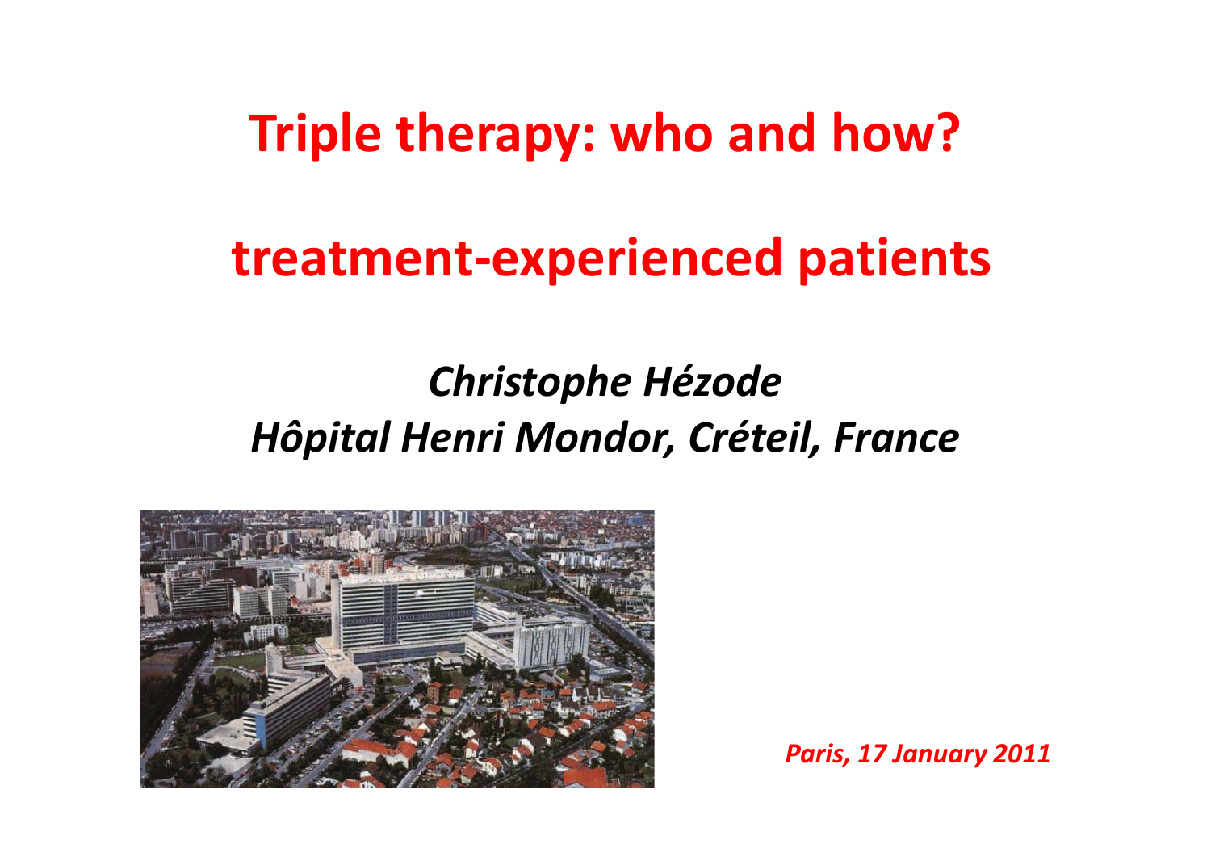# Triple therapy: who and how?

# treatment-experienced patients

*Christophe Hézode*
*Hôpital Henri Mondor, Créteil, France*

***Paris, 17 January 2011***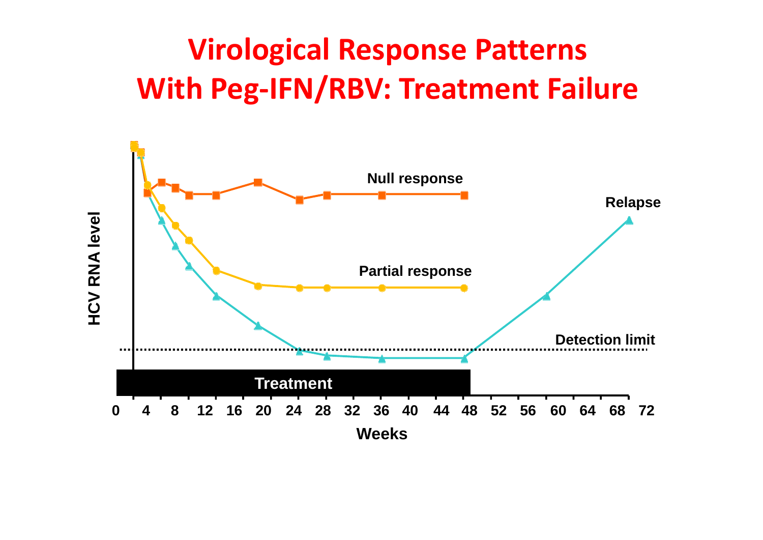# Virological Response Patterns With Peg-IFN/RBV: Treatment Failure

HCV RNA level

Null response

Partial response

Relapse

Detection limit

Treatment

0 4 8 12 16 20 24 28 32 36 40 44 48 52 56 60 64 68 72

Weeks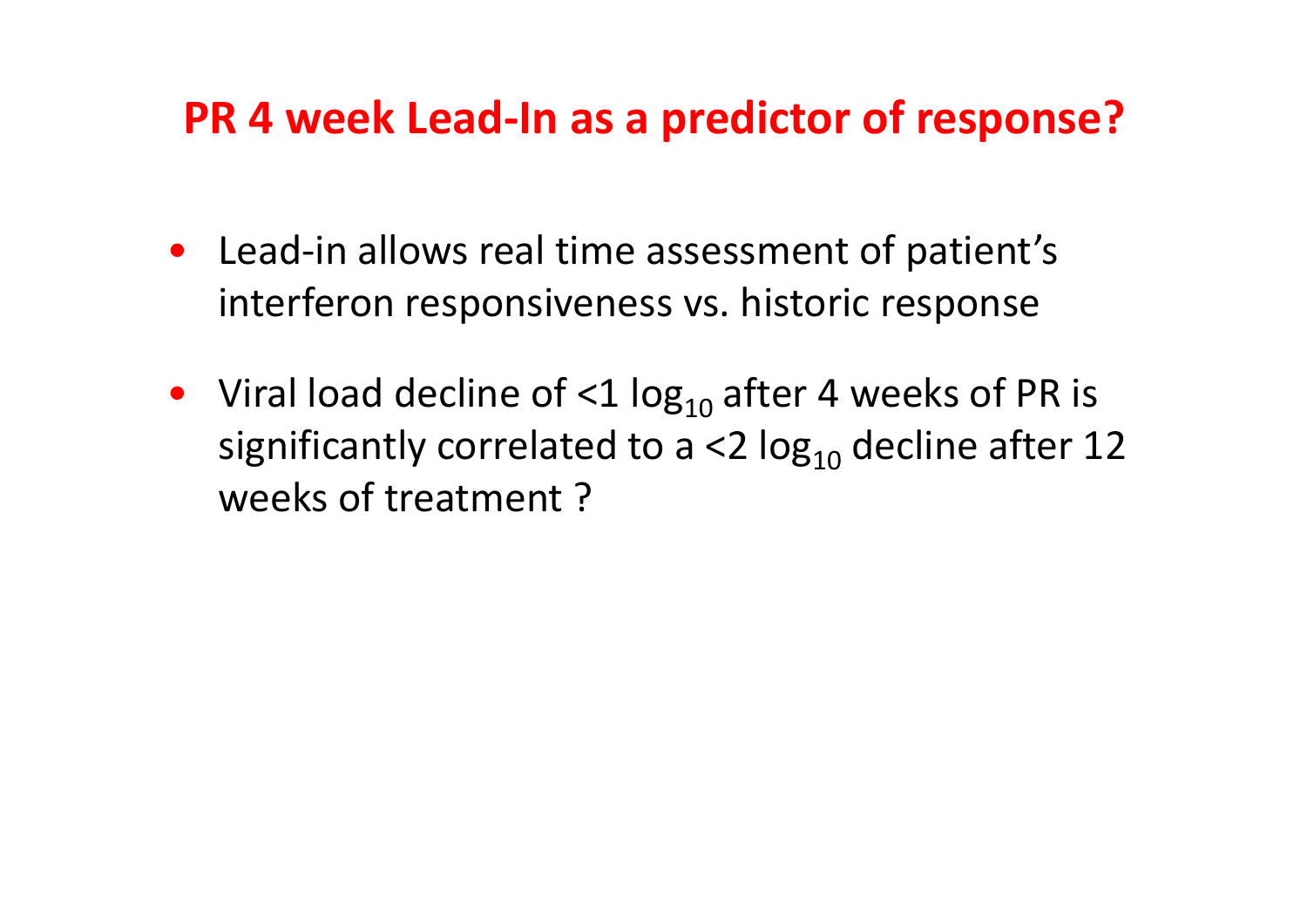# PR 4 week Lead-In as a predictor of response?

- Lead-in allows real time assessment of patient's interferon responsiveness vs. historic response
- Viral load decline of <1 $\log_{10}$ after 4 weeks of PR is significantly correlated to a <2 $\log_{10}$ decline after 12 weeks of treatment ?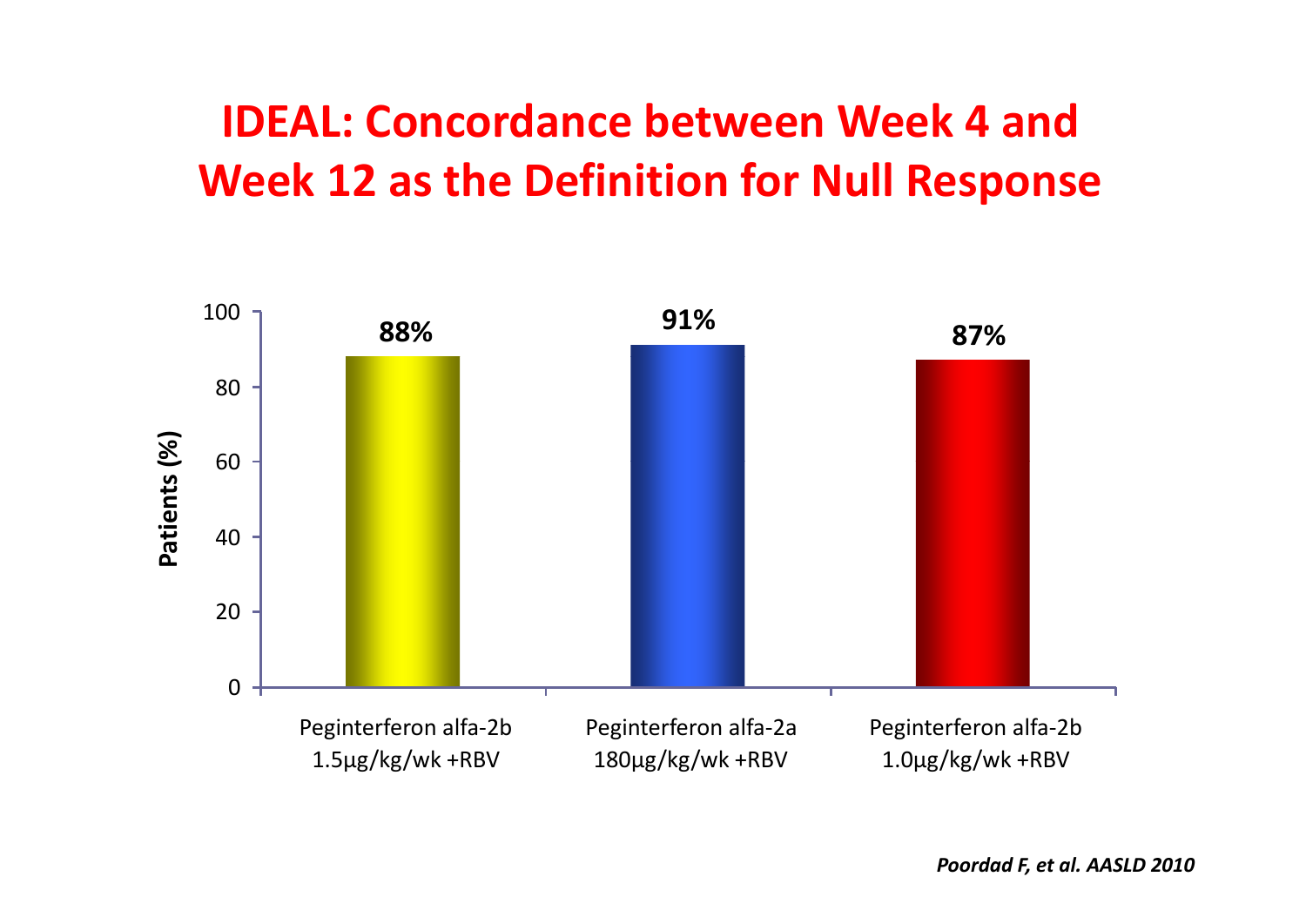# IDEAL: Concordance between Week 4 and Week 12 as the Definition for Null Response

| Treatment | Patients (%) |
|---|---|
| Peginterferon alfa-2b 1.5µg/kg/wk +RBV | 88% |
| Peginterferon alfa-2a 180µg/kg/wk +RBV | 91% |
| Peginterferon alfa-2b 1.0µg/kg/wk +RBV | 87% |

*Poordad F, et al. AASLD 2010*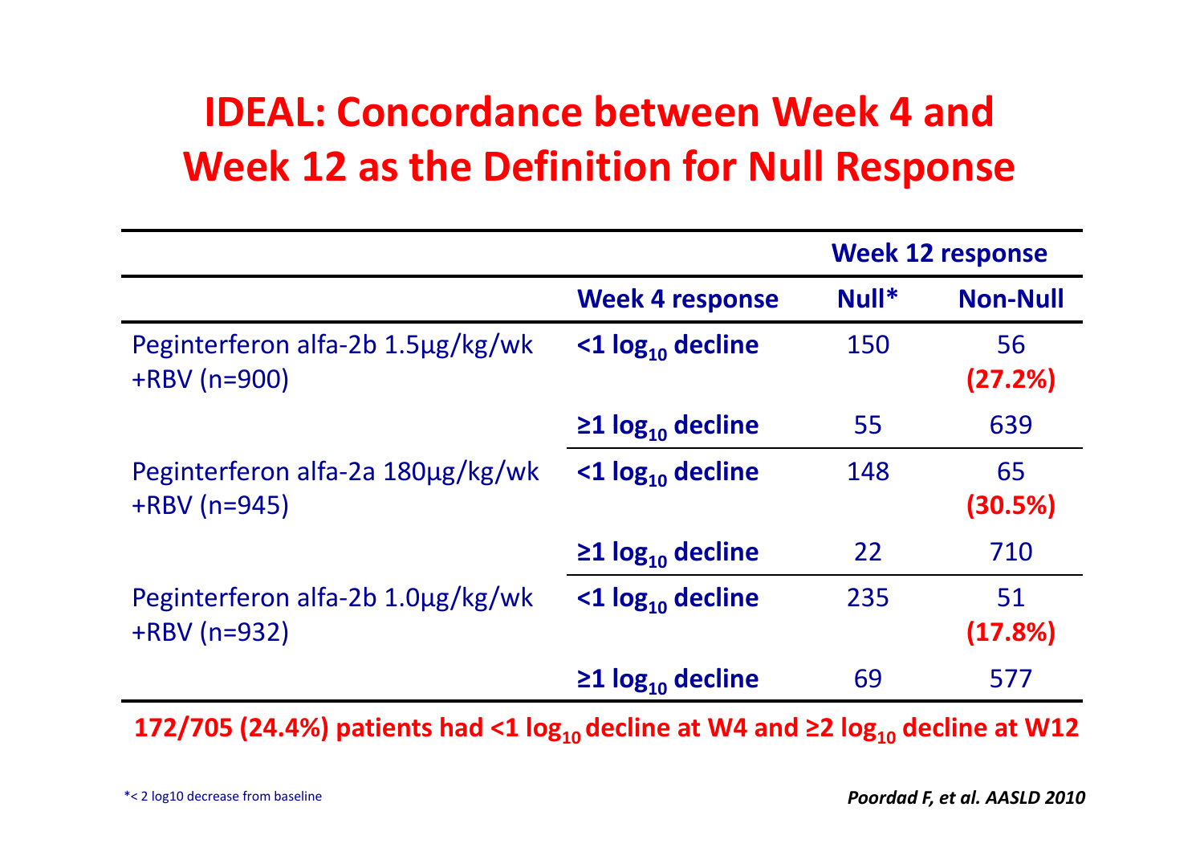# IDEAL: Concordance between Week 4 and Week 12 as the Definition for Null Response

| | | Week 12 response | |
|---|---|---|---|
| | **Week 4 response** | **Null*** | **Non-Null** |
| Peginterferon alfa-2b 1.5µg/kg/wk +RBV (n=900) | **<1 $\log_{10}$ decline** | 150 | 56 **(27.2%)** |
| | **≥1 $\log_{10}$ decline** | 55 | 639 |
| Peginterferon alfa-2a 180µg/kg/wk +RBV (n=945) | **<1 $\log_{10}$ decline** | 148 | 65 **(30.5%)** |
| | **≥1 $\log_{10}$ decline** | 22 | 710 |
| Peginterferon alfa-2b 1.0µg/kg/wk +RBV (n=932) | **<1 $\log_{10}$ decline** | 235 | 51 **(17.8%)** |
| | **≥1 $\log_{10}$ decline** | 69 | 577 |

**172/705 (24.4%) patients had <1 $\log_{10}$ decline at W4 and ≥2 $\log_{10}$ decline at W12**

*< 2 log10 decrease from baseline

*Poordad F, et al. AASLD 2010*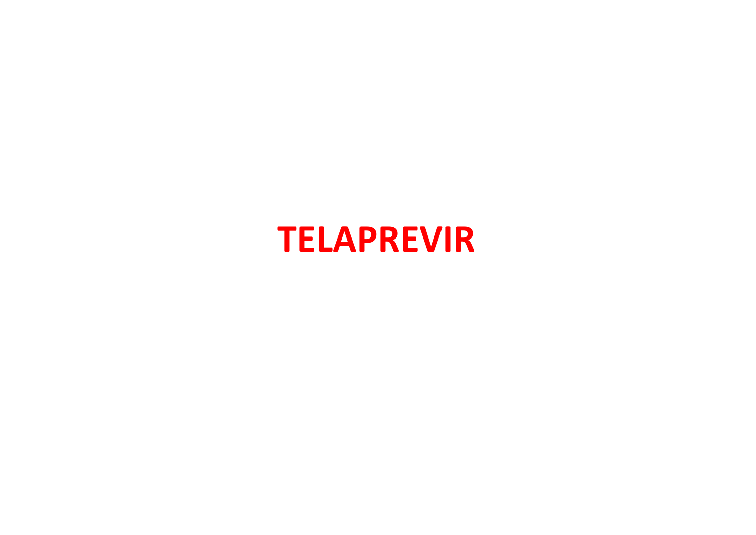# TELAPREVIR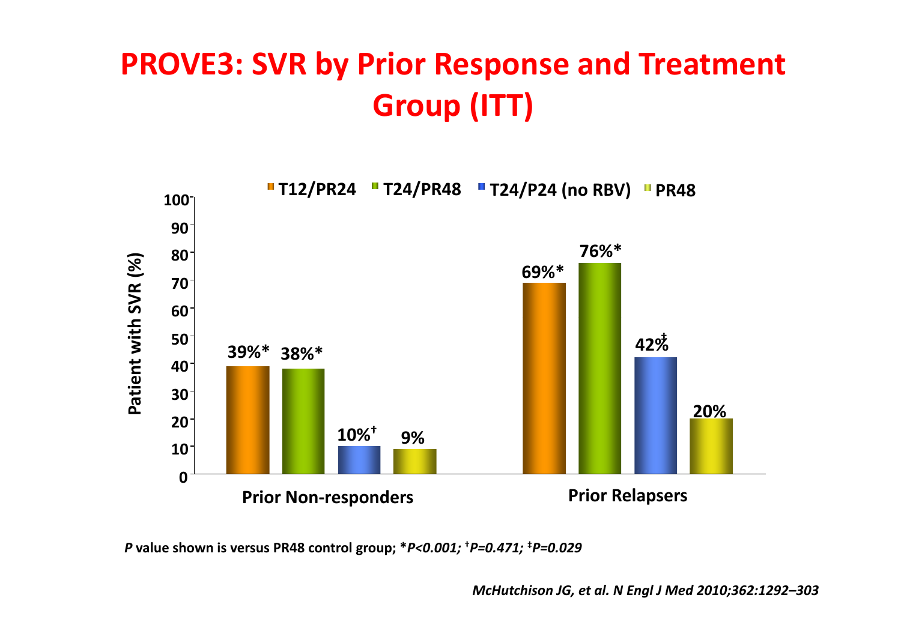# PROVE3: SVR by Prior Response and Treatment Group (ITT)

Patient with SVR (%)

| | T12/PR24 | T24/PR48 | T24/P24 (no RBV) | PR48 |
|---|---|---|---|---|
| Prior Non-responders | 39%* | 38%* | 10%† | 9% |
| Prior Relapsers | 69%* | 76%* | 42%‡ | 20% |

*P* value shown is versus PR48 control group; *$P<0.001$; †$P=0.471$; ‡$P=0.029$

*McHutchison JG, et al. N Engl J Med 2010;362:1292–303*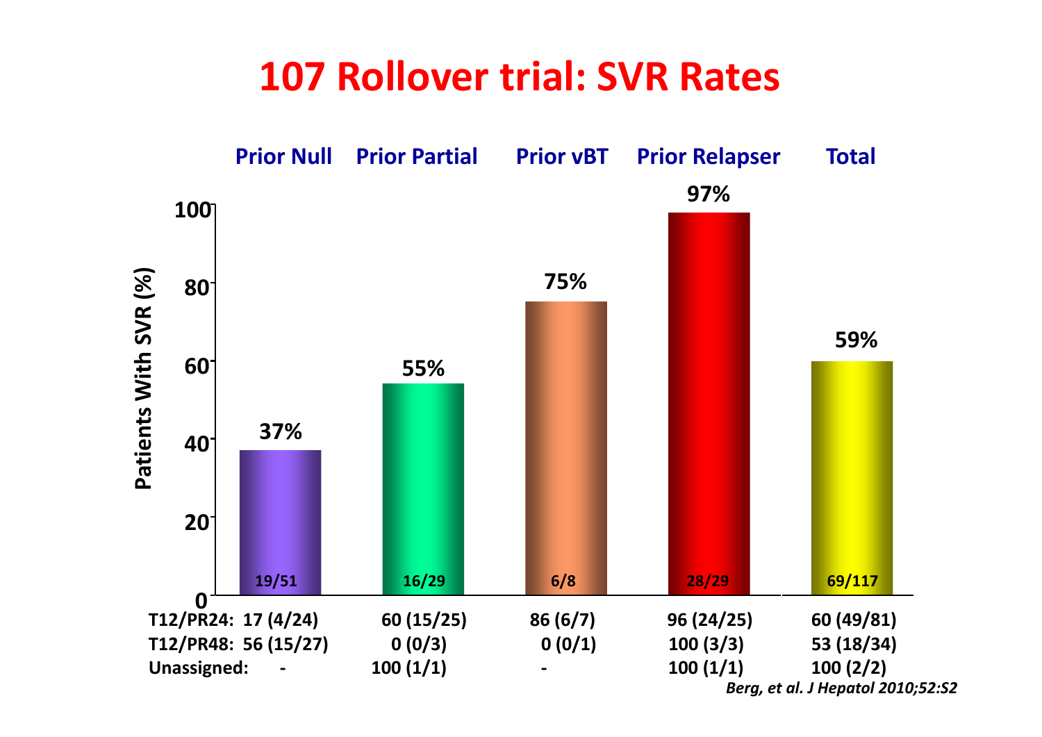# 107 Rollover trial: SVR Rates

| | Prior Null | Prior Partial | Prior vBT | Prior Relapser | Total |
|---|---|---|---|---|---|
| Patients With SVR (%) | 37% | 55% | 75% | 97% | 59% |
| n/N | 19/51 | 16/29 | 6/8 | 28/29 | 69/117 |
| T12/PR24: | 17 (4/24) | 60 (15/25) | 86 (6/7) | 96 (24/25) | 60 (49/81) |
| T12/PR48: | 56 (15/27) | 0 (0/3) | 0 (0/1) | 100 (3/3) | 53 (18/34) |
| Unassigned: | - | 100 (1/1) | - | 100 (1/1) | 100 (2/2) |

*Berg, et al. J Hepatol 2010;52:S2*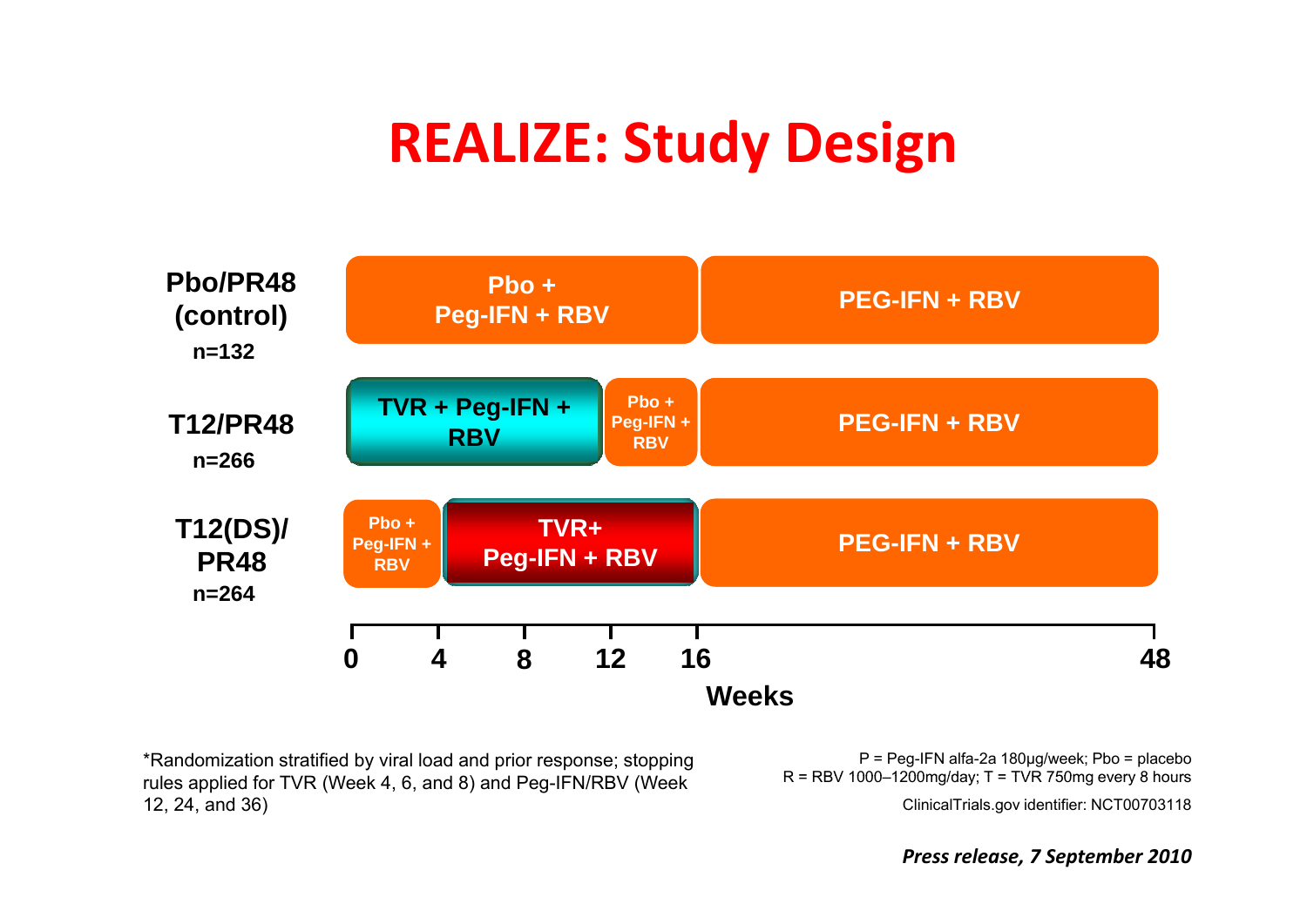# REALIZE: Study Design

**Pbo/PR48 (control)** n=132
- Weeks 0–16: Pbo + Peg-IFN + RBV
- Weeks 16–48: PEG-IFN + RBV

**T12/PR48** n=266
- Weeks 0–12: TVR + Peg-IFN + RBV
- Weeks 12–16: Pbo + Peg-IFN + RBV
- Weeks 16–48: PEG-IFN + RBV

**T12(DS)/PR48** n=264
- Weeks 0–4: Pbo + Peg-IFN + RBV
- Weeks 4–16: TVR+ Peg-IFN + RBV
- Weeks 16–48: PEG-IFN + RBV

Weeks: 0, 4, 8, 12, 16, 48

*Randomization stratified by viral load and prior response; stopping rules applied for TVR (Week 4, 6, and 8) and Peg-IFN/RBV (Week 12, 24, and 36)

P = Peg-IFN alfa-2a 180μg/week; Pbo = placebo
R = RBV 1000–1200mg/day; T = TVR 750mg every 8 hours

ClinicalTrials.gov identifier: NCT00703118

***Press release, 7 September 2010***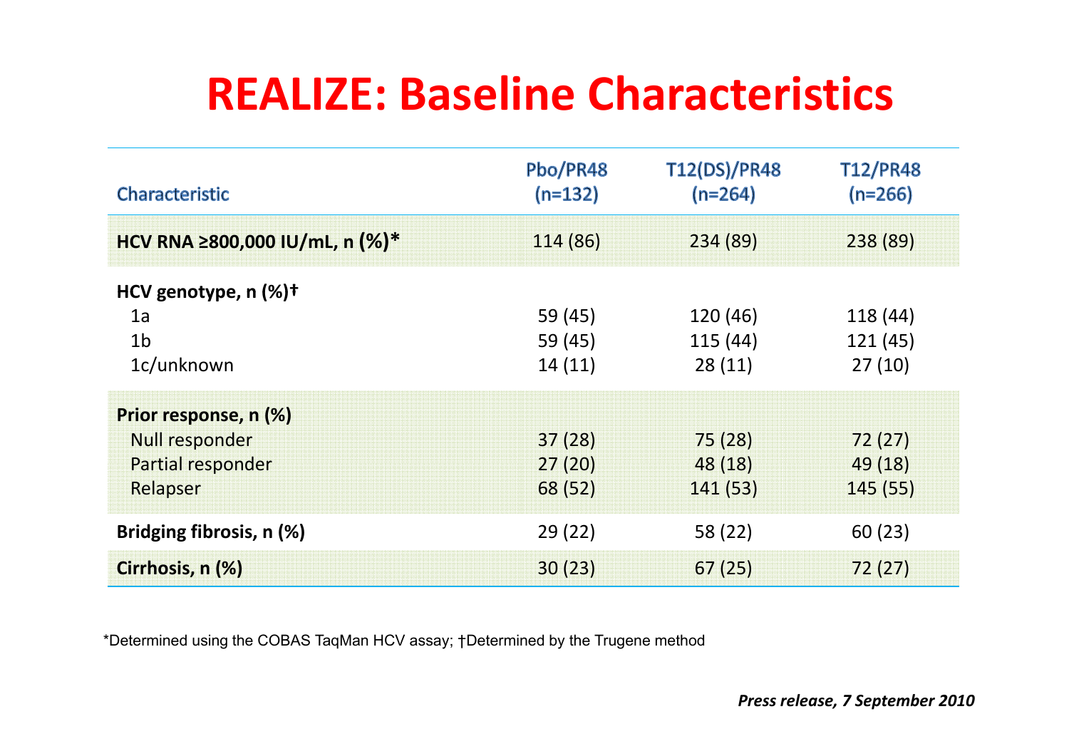# REALIZE: Baseline Characteristics

| Characteristic | Pbo/PR48 (n=132) | T12(DS)/PR48 (n=264) | T12/PR48 (n=266) |
|---|---|---|---|
| **HCV RNA ≥800,000 IU/mL, n (%)*** | 114 (86) | 234 (89) | 238 (89) |
| **HCV genotype, n (%)†** | | | |
| 1a | 59 (45) | 120 (46) | 118 (44) |
| 1b | 59 (45) | 115 (44) | 121 (45) |
| 1c/unknown | 14 (11) | 28 (11) | 27 (10) |
| **Prior response, n (%)** | | | |
| Null responder | 37 (28) | 75 (28) | 72 (27) |
| Partial responder | 27 (20) | 48 (18) | 49 (18) |
| Relapser | 68 (52) | 141 (53) | 145 (55) |
| **Bridging fibrosis, n (%)** | 29 (22) | 58 (22) | 60 (23) |
| **Cirrhosis, n (%)** | 30 (23) | 67 (25) | 72 (27) |

*Determined using the COBAS TaqMan HCV assay; †Determined by the Trugene method

***Press release, 7 September 2010***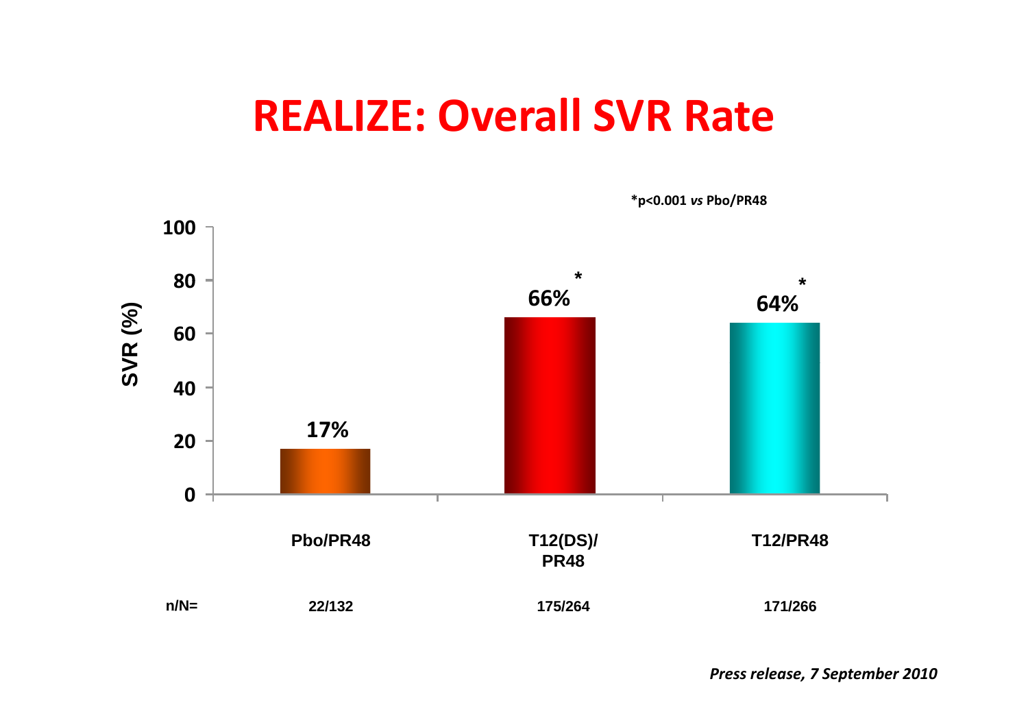# REALIZE: Overall SVR Rate

*p<0.001 *vs* Pbo/PR48

| | Pbo/PR48 | T12(DS)/ PR48 | T12/PR48 |
|---|---|---|---|
| SVR (%) | 17% | 66%* | 64%* |
| n/N= | 22/132 | 175/264 | 171/266 |

*Press release, 7 September 2010*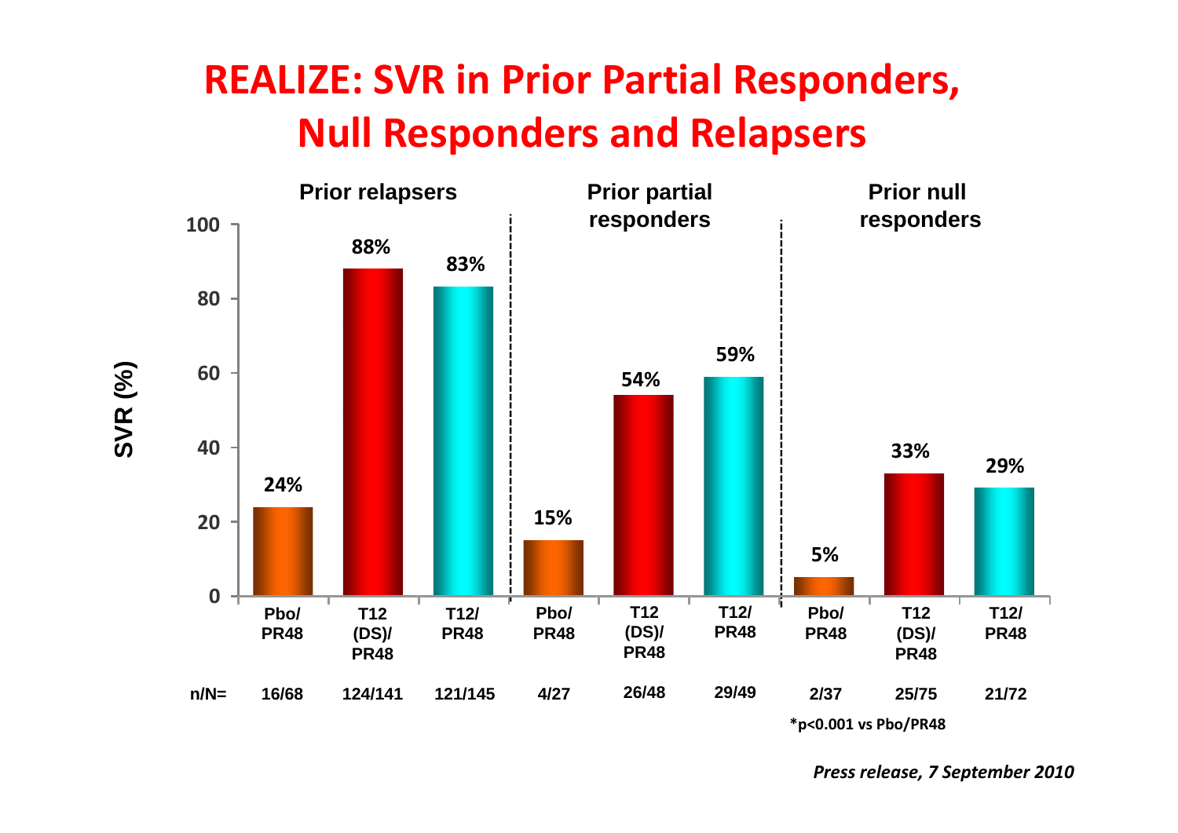# REALIZE: SVR in Prior Partial Responders, Null Responders and Relapsers

| | Prior relapsers | | | Prior partial responders | | | Prior null responders | | |
|---|---|---|---|---|---|---|---|---|---|
| | Pbo/ PR48 | T12 (DS)/ PR48 | T12/ PR48 | Pbo/ PR48 | T12 (DS)/ PR48 | T12/ PR48 | Pbo/ PR48 | T12 (DS)/ PR48 | T12/ PR48 |
| SVR (%) | 24% | 88% | 83% | 15% | 54% | 59% | 5% | 33% | 29% |
| n/N= | 16/68 | 124/141 | 121/145 | 4/27 | 26/48 | 29/49 | 2/37 | 25/75 | 21/72 |

*p<0.001 vs Pbo/PR48

*Press release, 7 September 2010*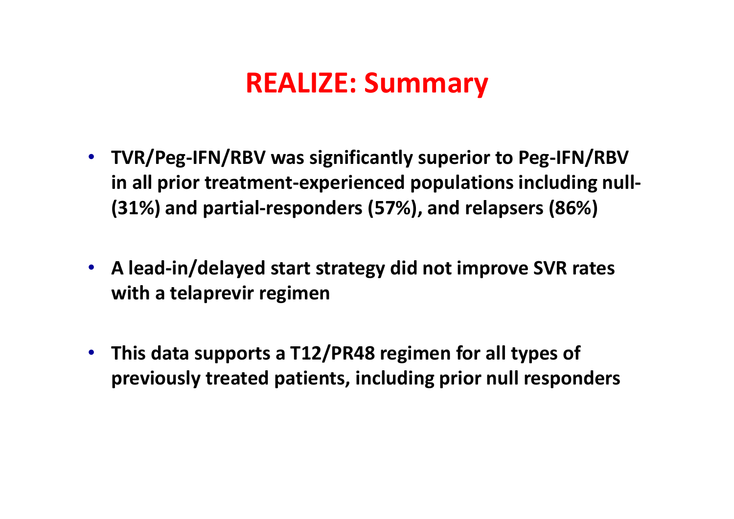# REALIZE: Summary

- **TVR/Peg-IFN/RBV was significantly superior to Peg-IFN/RBV in all prior treatment-experienced populations including null- (31%) and partial-responders (57%), and relapsers (86%)**

- **A lead-in/delayed start strategy did not improve SVR rates with a telaprevir regimen**

- **This data supports a T12/PR48 regimen for all types of previously treated patients, including prior null responders**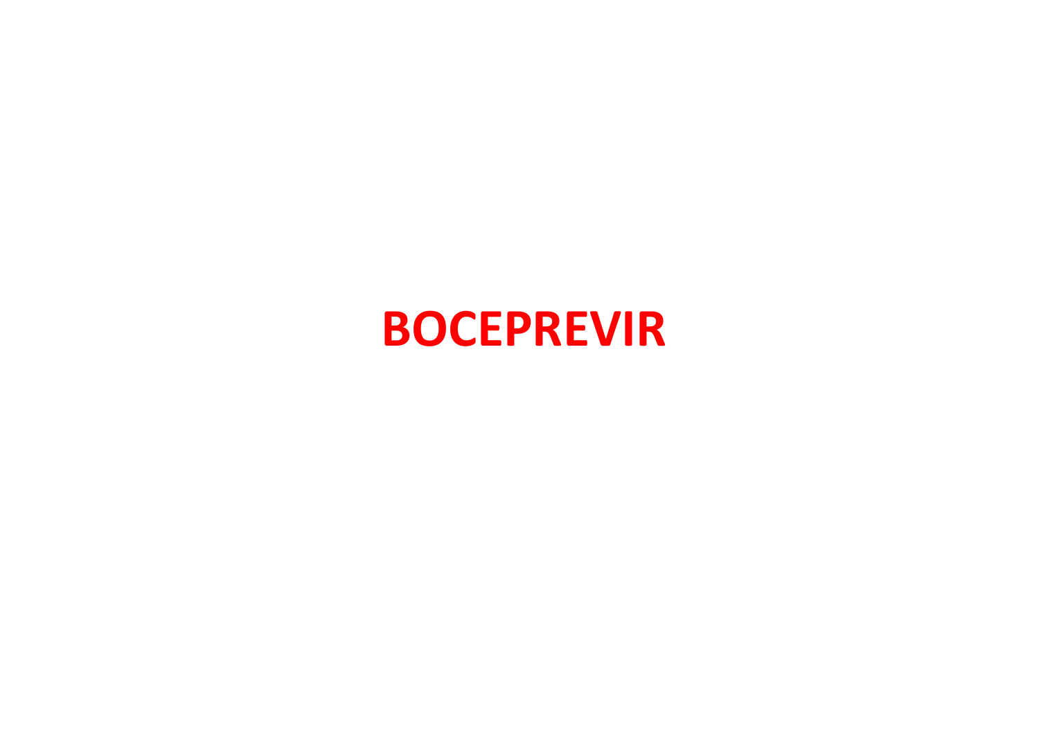# BOCEPREVIR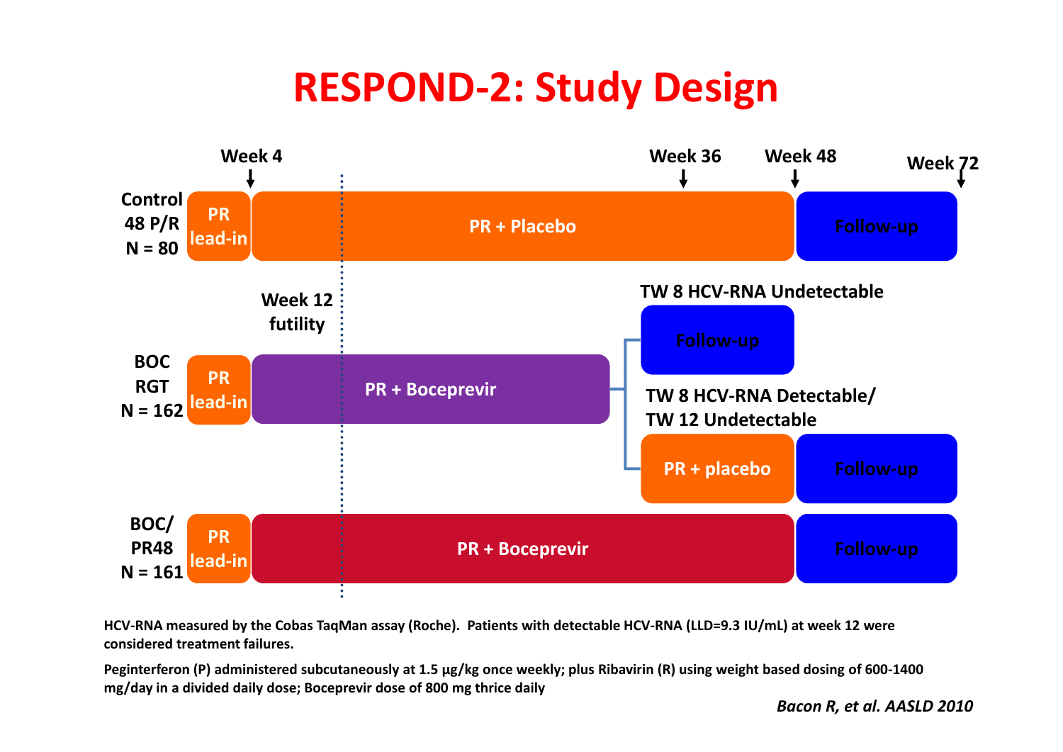# RESPOND-2: Study Design

Week 4 | Week 36 | Week 48 | Week 72

**Control 48 P/R N = 80**
- PR lead-in → PR + Placebo → Follow-up

Week 12 futility

**BOC RGT N = 162**
- PR lead-in → PR + Boceprevir
  - TW 8 HCV-RNA Undetectable → Follow-up
  - TW 8 HCV-RNA Detectable/ TW 12 Undetectable → PR + placebo → Follow-up

**BOC/ PR48 N = 161**
- PR lead-in → PR + Boceprevir → Follow-up

HCV-RNA measured by the Cobas TaqMan assay (Roche). Patients with detectable HCV-RNA (LLD=9.3 IU/mL) at week 12 were considered treatment failures.

Peginterferon (P) administered subcutaneously at 1.5 μg/kg once weekly; plus Ribavirin (R) using weight based dosing of 600-1400 mg/day in a divided daily dose; Boceprevir dose of 800 mg thrice daily

*Bacon R, et al. AASLD 2010*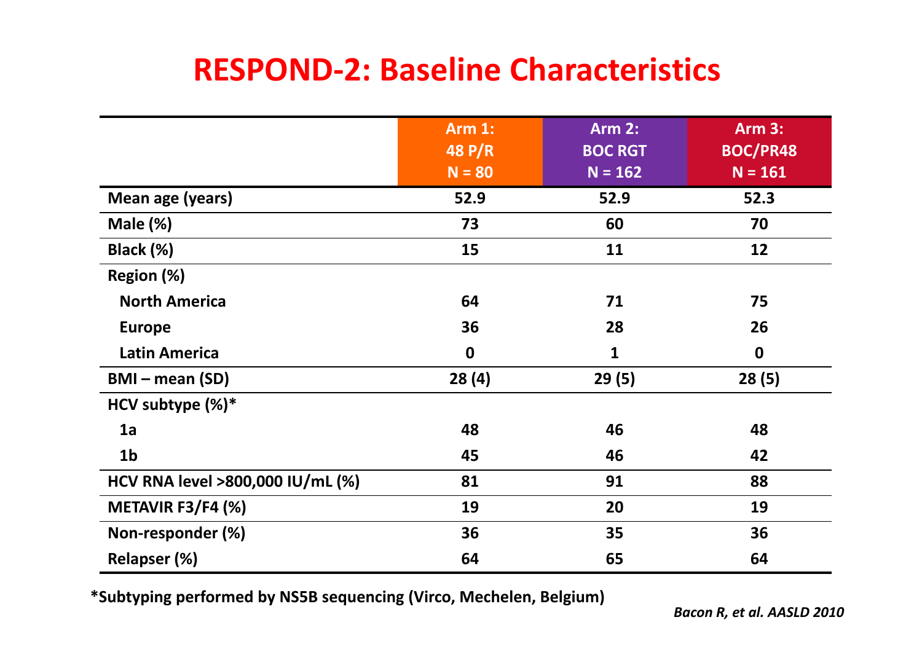# RESPOND-2: Baseline Characteristics

| | Arm 1: 48 P/R N = 80 | Arm 2: BOC RGT N = 162 | Arm 3: BOC/PR48 N = 161 |
|---|---|---|---|
| **Mean age (years)** | 52.9 | 52.9 | 52.3 |
| **Male (%)** | 73 | 60 | 70 |
| **Black (%)** | 15 | 11 | 12 |
| **Region (%)** | | | |
| North America | 64 | 71 | 75 |
| Europe | 36 | 28 | 26 |
| Latin America | 0 | 1 | 0 |
| **BMI – mean (SD)** | 28 (4) | 29 (5) | 28 (5) |
| **HCV subtype (%)*** | | | |
| 1a | 48 | 46 | 48 |
| 1b | 45 | 46 | 42 |
| **HCV RNA level >800,000 IU/mL (%)** | 81 | 91 | 88 |
| **METAVIR F3/F4 (%)** | 19 | 20 | 19 |
| **Non-responder (%)** | 36 | 35 | 36 |
| **Relapser (%)** | 64 | 65 | 64 |

***Subtyping performed by NS5B sequencing (Virco, Mechelen, Belgium)**

*Bacon R, et al. AASLD 2010*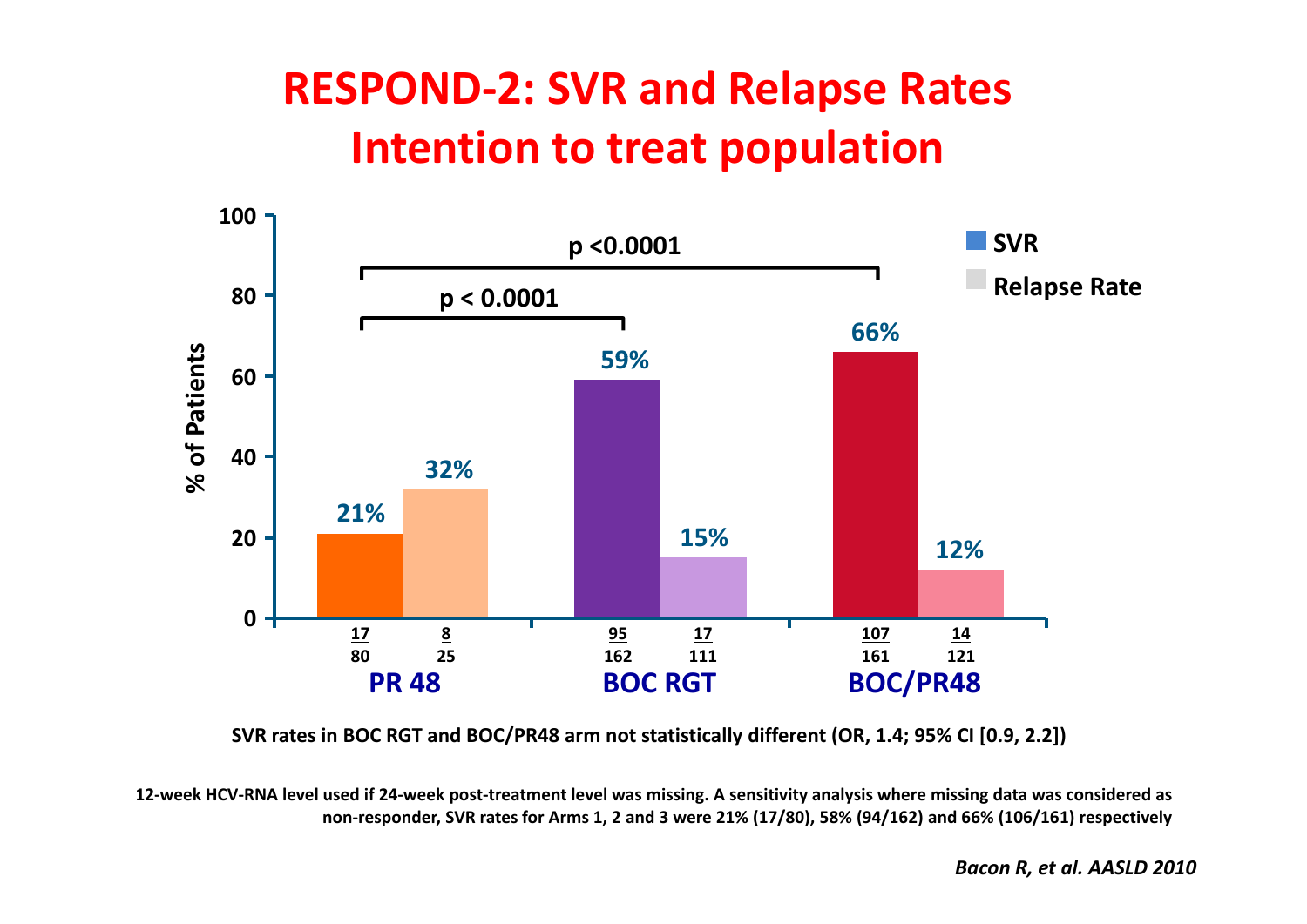# RESPOND-2: SVR and Relapse Rates
# Intention to treat population

| | SVR | Relapse Rate |
|---|---|---|
| PR 48 | 21% (17/80) | 32% (8/25) |
| BOC RGT | 59% (95/162) | 15% (17/111) |
| BOC/PR48 | 66% (107/161) | 12% (14/121) |

PR 48 vs BOC RGT: $p < 0.0001$

PR 48 vs BOC/PR48: $p < 0.0001$

**SVR rates in BOC RGT and BOC/PR48 arm not statistically different (OR, 1.4; 95% CI [0.9, 2.2])**

**12-week HCV-RNA level used if 24-week post-treatment level was missing. A sensitivity analysis where missing data was considered as non-responder, SVR rates for Arms 1, 2 and 3 were 21% (17/80), 58% (94/162) and 66% (106/161) respectively**

*Bacon R, et al. AASLD 2010*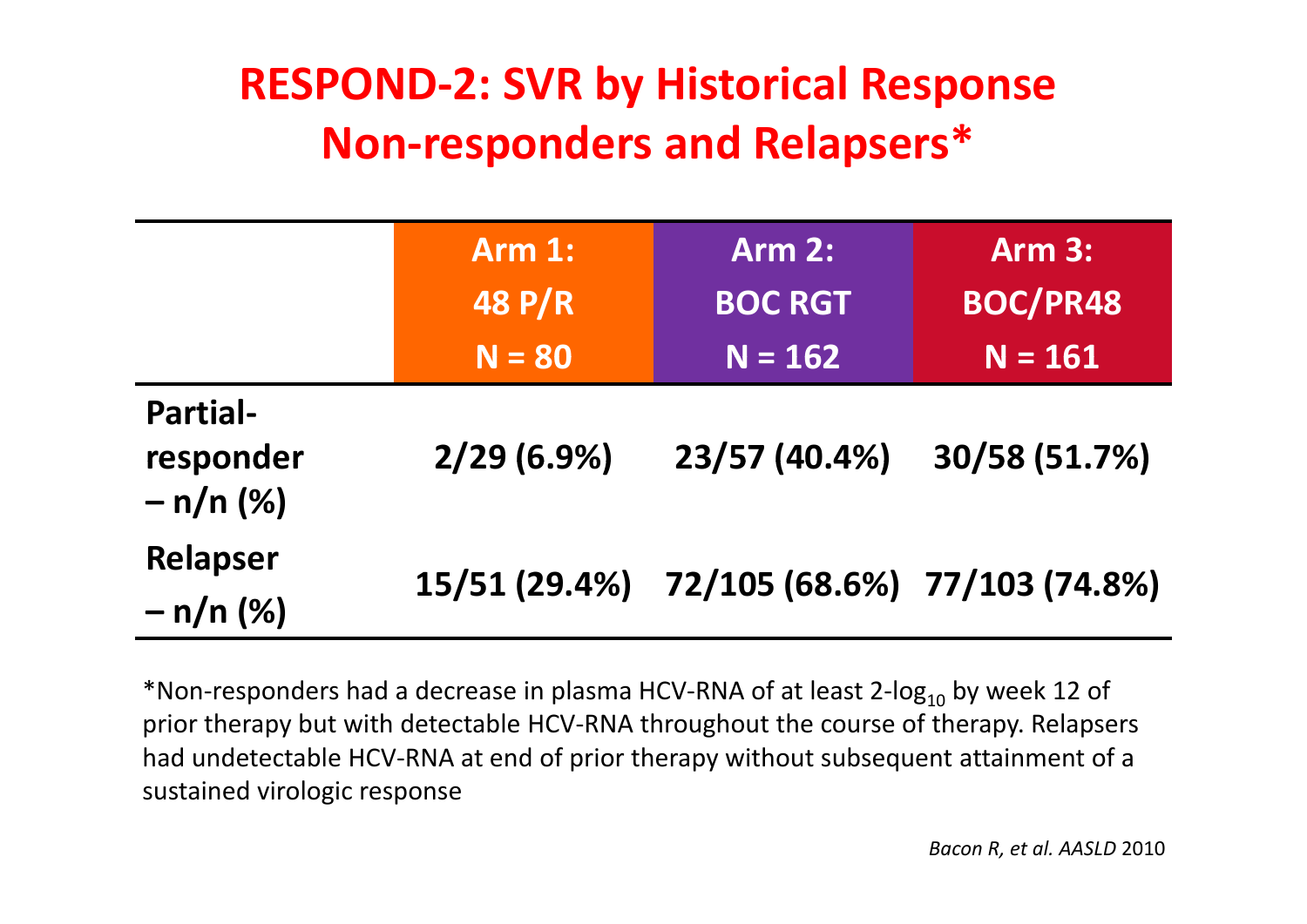# RESPOND-2: SVR by Historical Response Non-responders and Relapsers*

| | Arm 1: 48 P/R N = 80 | Arm 2: BOC RGT N = 162 | Arm 3: BOC/PR48 N = 161 |
|---|---|---|---|
| Partial-responder – n/n (%) | 2/29 (6.9%) | 23/57 (40.4%) | 30/58 (51.7%) |
| Relapser – n/n (%) | 15/51 (29.4%) | 72/105 (68.6%) | 77/103 (74.8%) |

*Non-responders had a decrease in plasma HCV-RNA of at least 2-$\log_{10}$ by week 12 of prior therapy but with detectable HCV-RNA throughout the course of therapy. Relapsers had undetectable HCV-RNA at end of prior therapy without subsequent attainment of a sustained virologic response

*Bacon R, et al. AASLD* 2010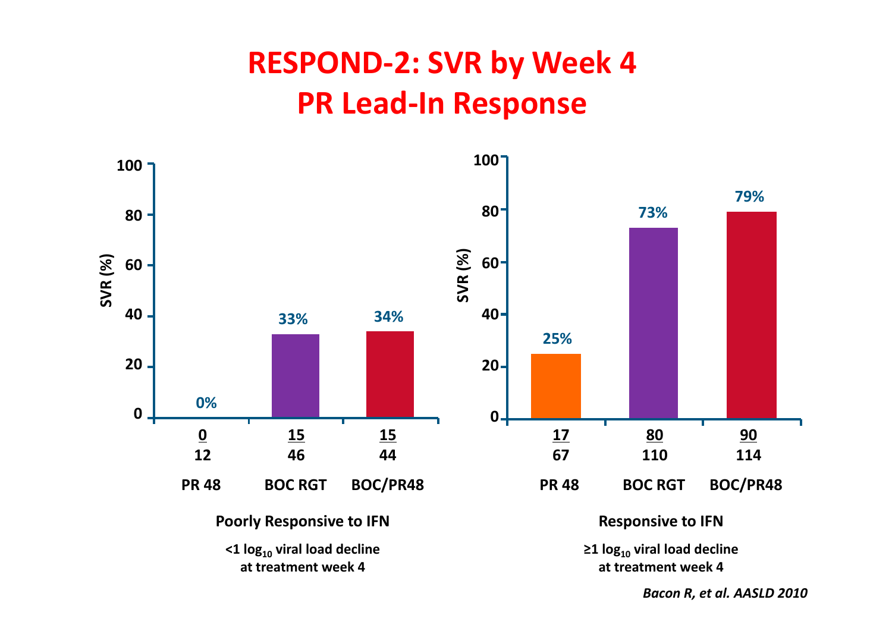# RESPOND-2: SVR by Week 4
# PR Lead-In Response

**Poorly Responsive to IFN**

<1 $log_{10}$ viral load decline at treatment week 4

| | PR 48 | BOC RGT | BOC/PR48 |
|---|---|---|---|
| SVR (%) | 0% | 33% | 34% |
| n/N | 0/12 | 15/46 | 15/44 |

**Responsive to IFN**

≥1 $log_{10}$ viral load decline at treatment week 4

| | PR 48 | BOC RGT | BOC/PR48 |
|---|---|---|---|
| SVR (%) | 25% | 73% | 79% |
| n/N | 17/67 | 80/110 | 90/114 |

*Bacon R, et al. AASLD 2010*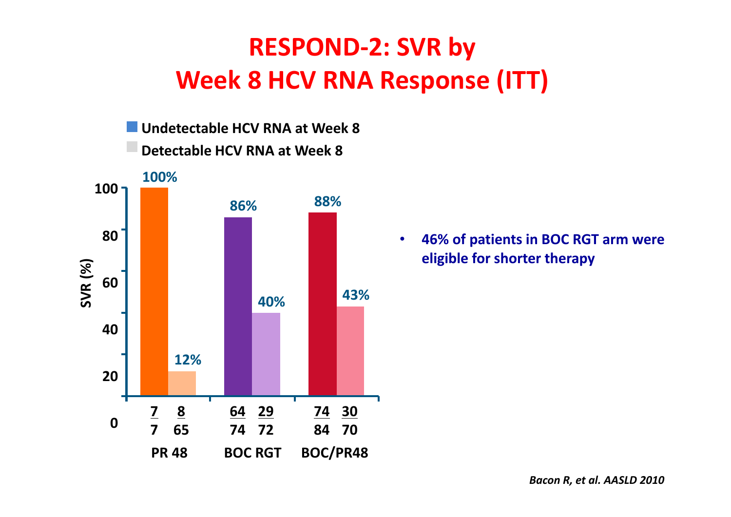# RESPOND-2: SVR by Week 8 HCV RNA Response (ITT)

- Undetectable HCV RNA at Week 8
- Detectable HCV RNA at Week 8

| | Undetectable HCV RNA at Week 8 | Detectable HCV RNA at Week 8 |
|---|---|---|
| PR 48 | 100% (7/7) | 12% (8/65) |
| BOC RGT | 86% (64/74) | 40% (29/72) |
| BOC/PR48 | 88% (74/84) | 43% (30/70) |

SVR (%)

- **46% of patients in BOC RGT arm were eligible for shorter therapy**

*Bacon R, et al. AASLD 2010*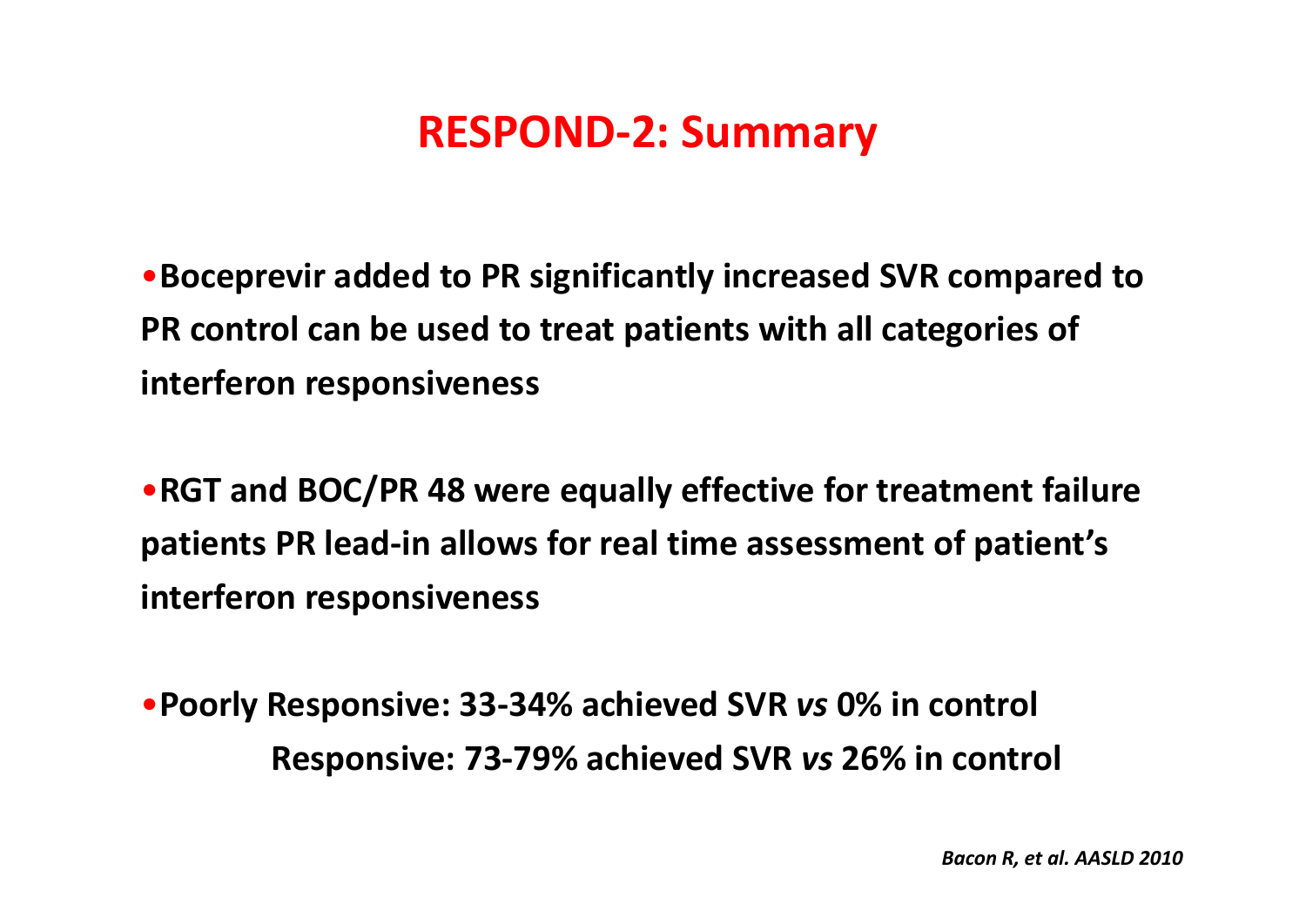# RESPOND-2: Summary

- **Boceprevir added to PR significantly increased SVR compared to PR control can be used to treat patients with all categories of interferon responsiveness**

- **RGT and BOC/PR 48 were equally effective for treatment failure patients PR lead-in allows for real time assessment of patient's interferon responsiveness**

- **Poorly Responsive: 33-34% achieved SVR *vs* 0% in control**
  **Responsive: 73-79% achieved SVR *vs* 26% in control**

***Bacon R, et al. AASLD 2010***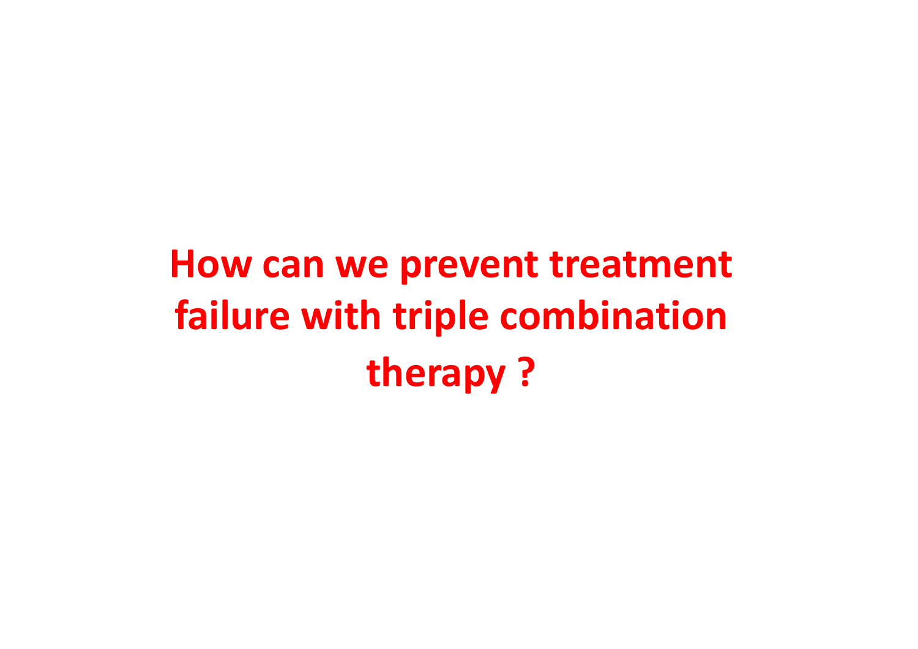# How can we prevent treatment failure with triple combination therapy ?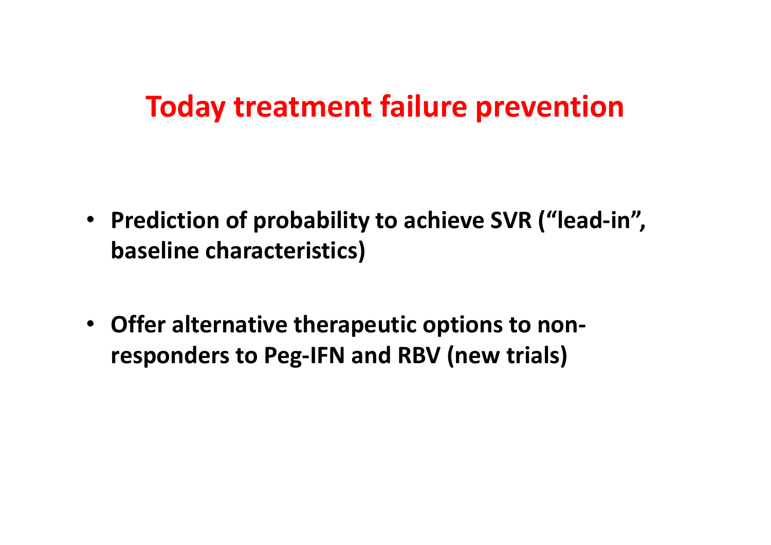# Today treatment failure prevention

- **Prediction of probability to achieve SVR (“lead-in”, baseline characteristics)**
- **Offer alternative therapeutic options to non-responders to Peg-IFN and RBV (new trials)**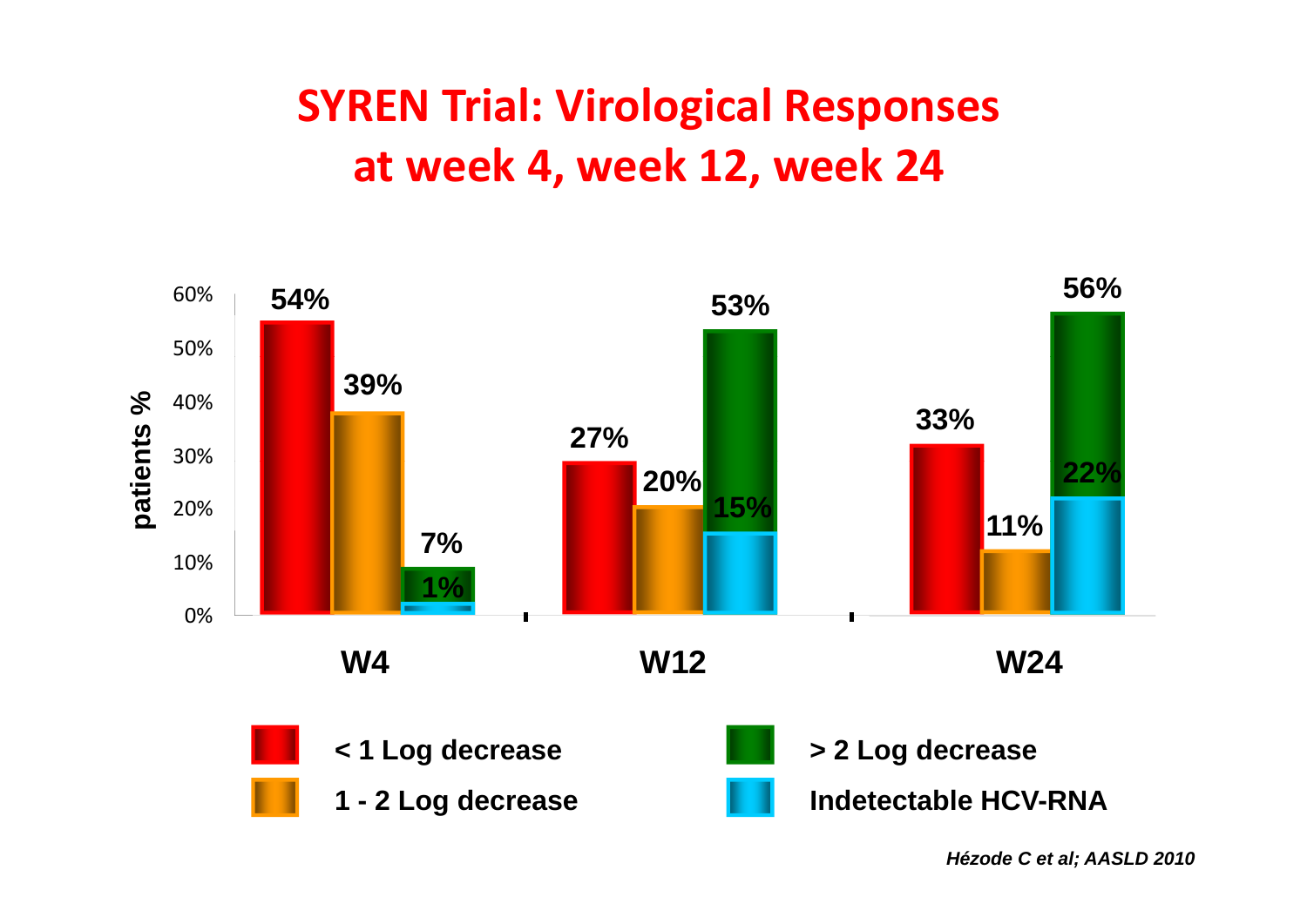# SYREN Trial: Virological Responses at week 4, week 12, week 24

| patients % | < 1 Log decrease | 1 - 2 Log decrease | > 2 Log decrease | Indetectable HCV-RNA |
|---|---|---|---|---|
| W4 | 54% | 39% | 7% | 1% |
| W12 | 27% | 20% | 53% | 15% |
| W24 | 33% | 11% | 56% | 22% |

*Hézode C et al; AASLD 2010*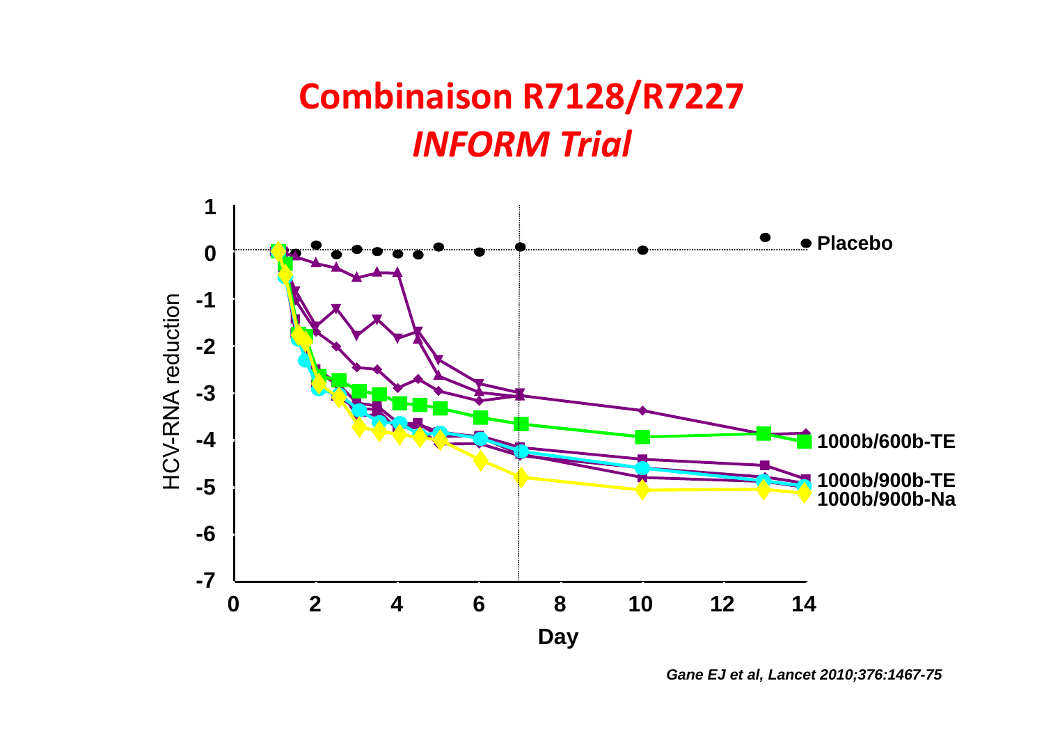# Combinaison R7128/R7227

## *INFORM Trial*

HCV-RNA reduction

Day

Placebo

1000b/600b-TE

1000b/900b-TE

1000b/900b-Na

*Gane EJ et al, Lancet 2010;376:1467-75*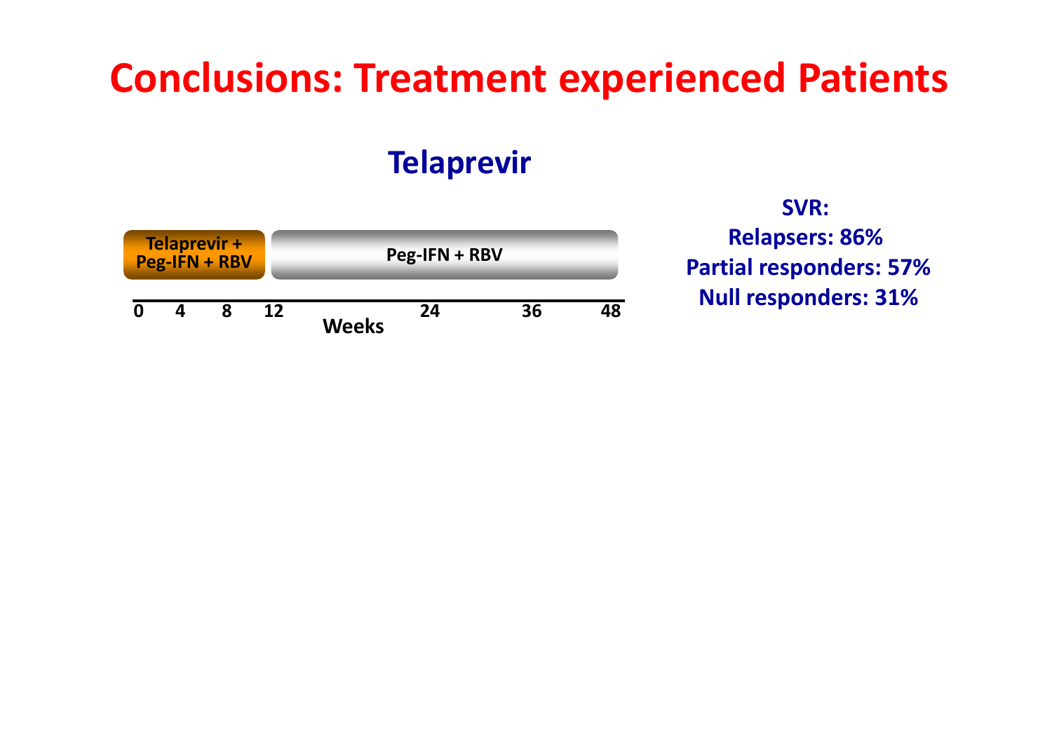# Conclusions: Treatment experienced Patients

## Telaprevir

| Weeks 0–12 | Weeks 12–48 |
|---|---|
| Telaprevir + Peg-IFN + RBV | Peg-IFN + RBV |

0 4 8 12 24 36 48
Weeks

**SVR:**
**Relapsers: 86%**
**Partial responders: 57%**
**Null responders: 31%**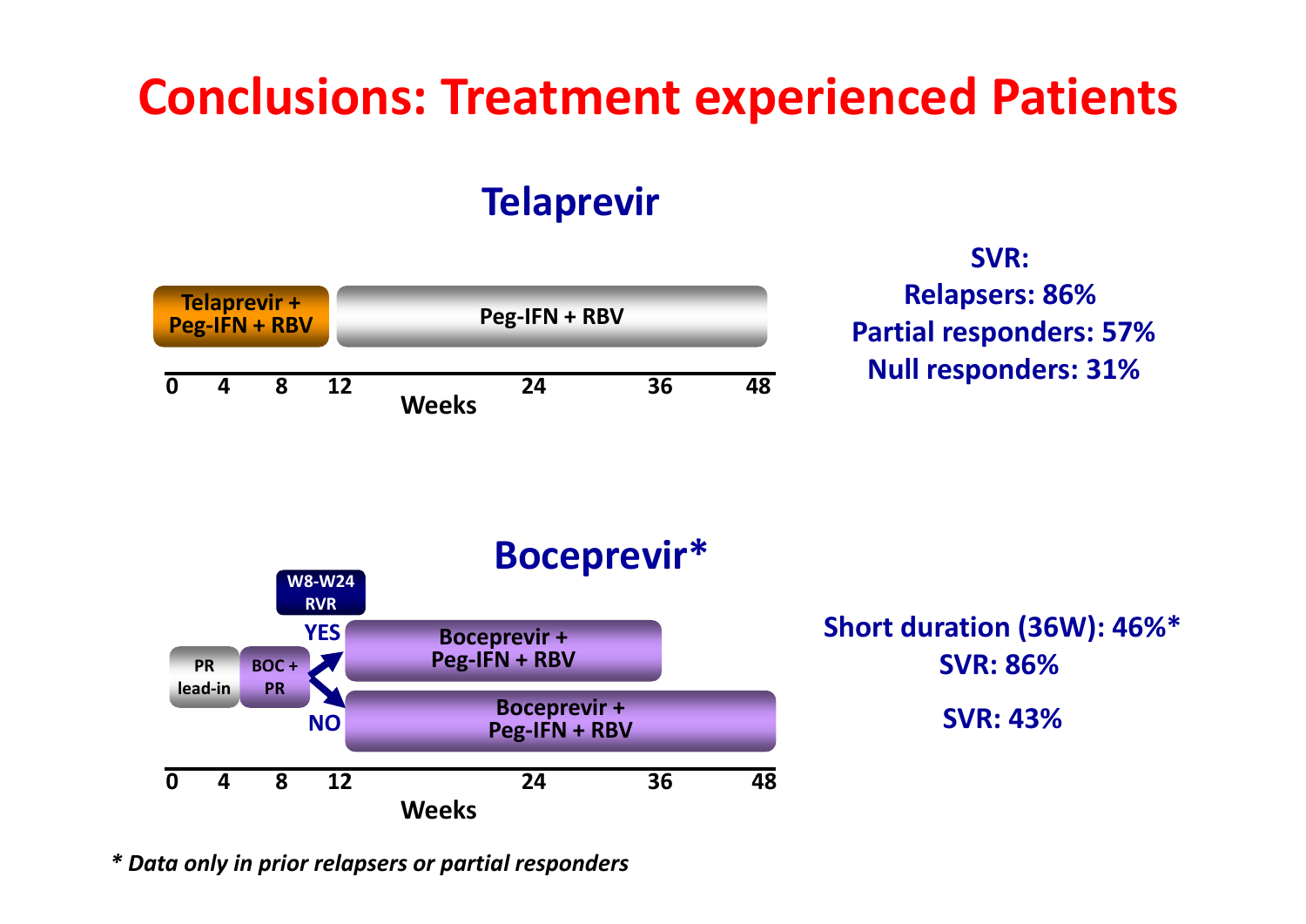# Conclusions: Treatment experienced Patients

## Telaprevir

Telaprevir + Peg-IFN + RBV | Peg-IFN + RBV

0 4 8 12 24 36 48

Weeks

**SVR:**
**Relapsers: 86%**
**Partial responders: 57%**
**Null responders: 31%**

## Boceprevir*

PR lead-in | BOC + PR

W8-W24 RVR

YES → Boceprevir + Peg-IFN + RBV

NO → Boceprevir + Peg-IFN + RBV

0 4 8 12 24 36 48

Weeks

**Short duration (36W): 46%***
**SVR: 86%**

**SVR: 43%**

*\* Data only in prior relapsers or partial responders*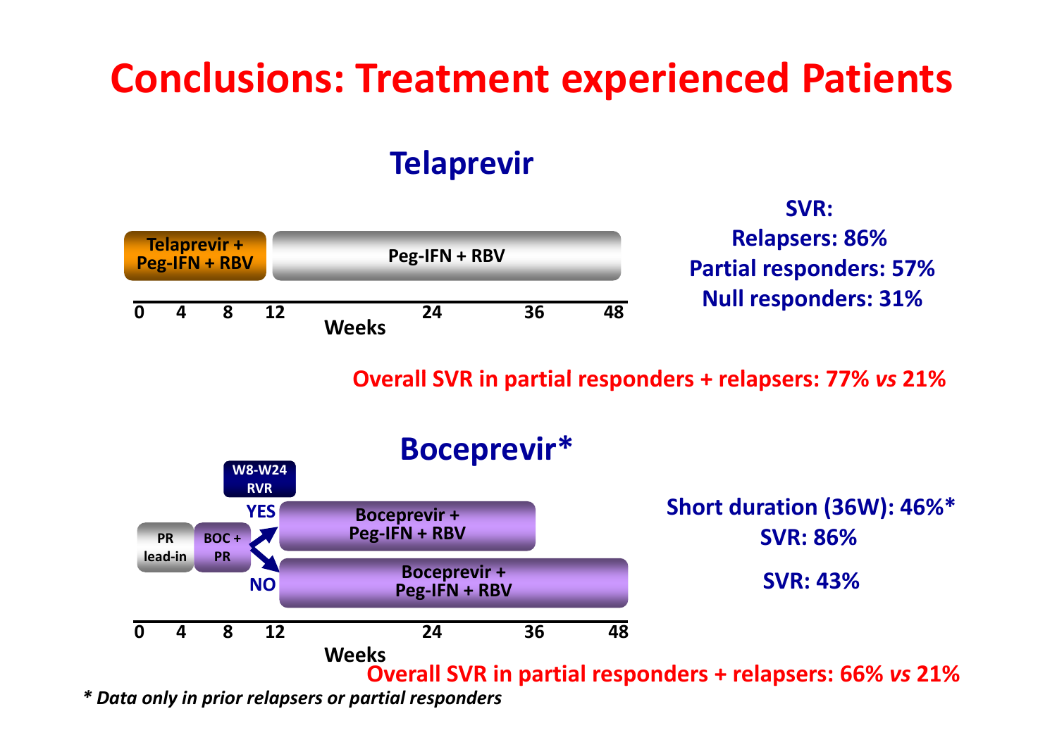# Conclusions: Treatment experienced Patients

## Telaprevir

Telaprevir + Peg-IFN + RBV

Peg-IFN + RBV

0 4 8 12 24 36 48

Weeks

**SVR:**

**Relapsers: 86%**

**Partial responders: 57%**

**Null responders: 31%**

**Overall SVR in partial responders + relapsers: 77% *vs* 21%**

## Boceprevir*

PR lead-in

BOC + PR

W8-W24 RVR

YES

Boceprevir + Peg-IFN + RBV

NO

Boceprevir + Peg-IFN + RBV

0 4 8 12 24 36 48

Weeks

**Short duration (36W): 46%***

**SVR: 86%**

**SVR: 43%**

**Overall SVR in partial responders + relapsers: 66% *vs* 21%**

*** Data only in prior relapsers or partial responders***